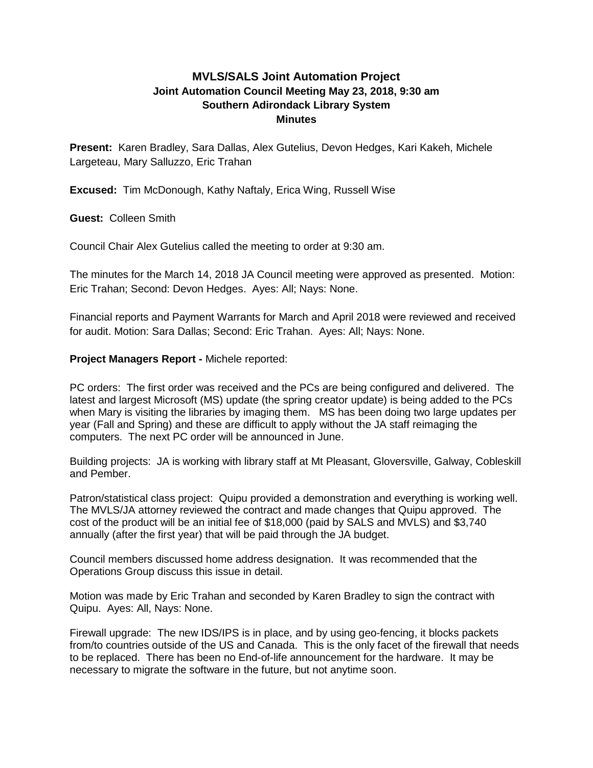# MVLS/SALS Joint Automation Project
## Joint Automation Council Meeting May 23, 2018, 9:30 am
## Southern Adirondack Library System
## Minutes

**Present:** Karen Bradley, Sara Dallas, Alex Gutelius, Devon Hedges, Kari Kakeh, Michele Largeteau, Mary Salluzzo, Eric Trahan

**Excused:** Tim McDonough, Kathy Naftaly, Erica Wing, Russell Wise

**Guest:** Colleen Smith

Council Chair Alex Gutelius called the meeting to order at 9:30 am.

The minutes for the March 14, 2018 JA Council meeting were approved as presented. Motion: Eric Trahan; Second: Devon Hedges. Ayes: All; Nays: None.

Financial reports and Payment Warrants for March and April 2018 were reviewed and received for audit. Motion: Sara Dallas; Second: Eric Trahan. Ayes: All; Nays: None.

**Project Managers Report -** Michele reported:

PC orders: The first order was received and the PCs are being configured and delivered. The latest and largest Microsoft (MS) update (the spring creator update) is being added to the PCs when Mary is visiting the libraries by imaging them. MS has been doing two large updates per year (Fall and Spring) and these are difficult to apply without the JA staff reimaging the computers. The next PC order will be announced in June.

Building projects: JA is working with library staff at Mt Pleasant, Gloversville, Galway, Cobleskill and Pember.

Patron/statistical class project: Quipu provided a demonstration and everything is working well. The MVLS/JA attorney reviewed the contract and made changes that Quipu approved. The cost of the product will be an initial fee of $18,000 (paid by SALS and MVLS) and $3,740 annually (after the first year) that will be paid through the JA budget.

Council members discussed home address designation. It was recommended that the Operations Group discuss this issue in detail.

Motion was made by Eric Trahan and seconded by Karen Bradley to sign the contract with Quipu. Ayes: All, Nays: None.

Firewall upgrade: The new IDS/IPS is in place, and by using geo-fencing, it blocks packets from/to countries outside of the US and Canada. This is the only facet of the firewall that needs to be replaced. There has been no End-of-life announcement for the hardware. It may be necessary to migrate the software in the future, but not anytime soon.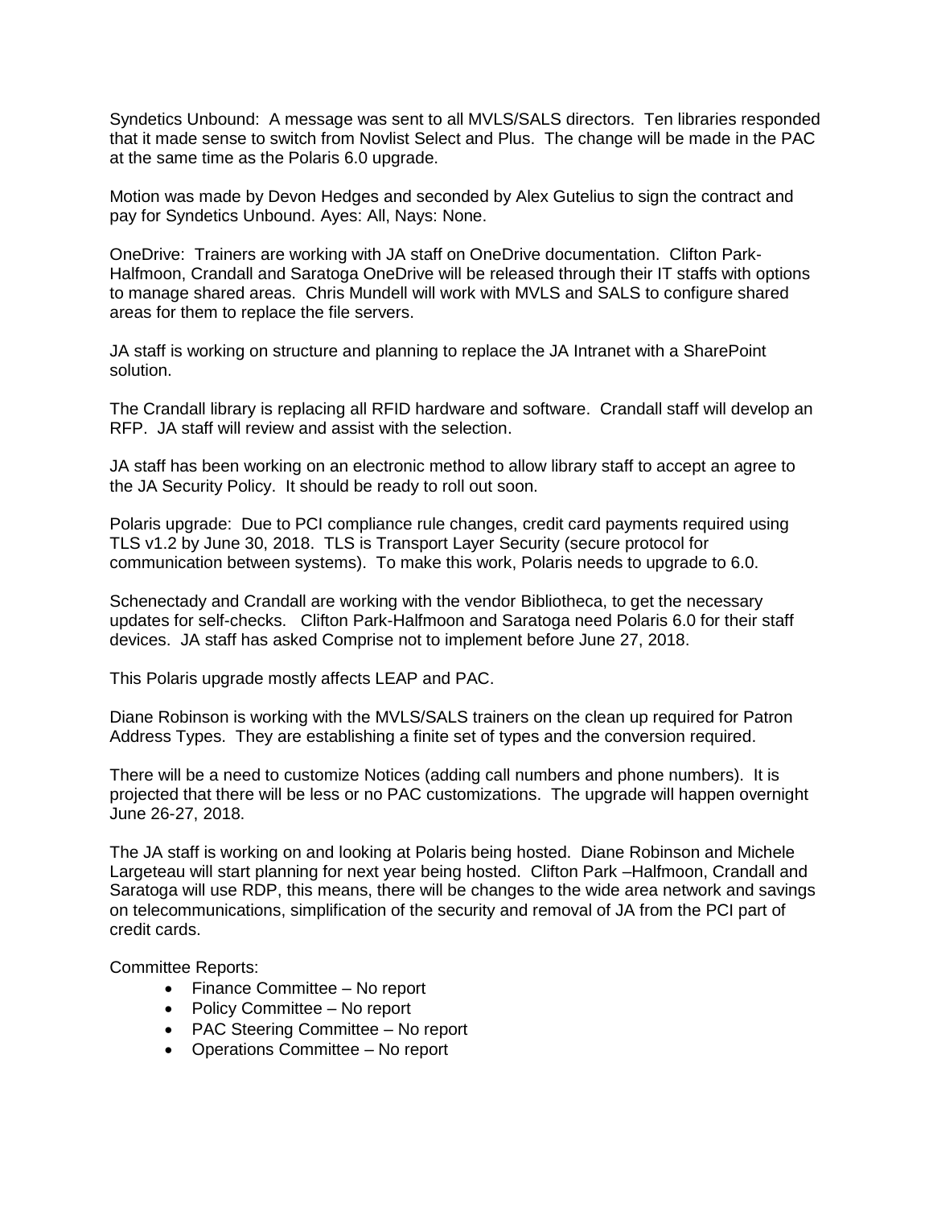Syndetics Unbound: A message was sent to all MVLS/SALS directors. Ten libraries responded that it made sense to switch from Novlist Select and Plus. The change will be made in the PAC at the same time as the Polaris 6.0 upgrade.

Motion was made by Devon Hedges and seconded by Alex Gutelius to sign the contract and pay for Syndetics Unbound. Ayes: All, Nays: None.

OneDrive: Trainers are working with JA staff on OneDrive documentation. Clifton Park-Halfmoon, Crandall and Saratoga OneDrive will be released through their IT staffs with options to manage shared areas. Chris Mundell will work with MVLS and SALS to configure shared areas for them to replace the file servers.

JA staff is working on structure and planning to replace the JA Intranet with a SharePoint solution.

The Crandall library is replacing all RFID hardware and software. Crandall staff will develop an RFP. JA staff will review and assist with the selection.

JA staff has been working on an electronic method to allow library staff to accept an agree to the JA Security Policy. It should be ready to roll out soon.

Polaris upgrade: Due to PCI compliance rule changes, credit card payments required using TLS v1.2 by June 30, 2018. TLS is Transport Layer Security (secure protocol for communication between systems). To make this work, Polaris needs to upgrade to 6.0.

Schenectady and Crandall are working with the vendor Bibliotheca, to get the necessary updates for self-checks. Clifton Park-Halfmoon and Saratoga need Polaris 6.0 for their staff devices. JA staff has asked Comprise not to implement before June 27, 2018.

This Polaris upgrade mostly affects LEAP and PAC.

Diane Robinson is working with the MVLS/SALS trainers on the clean up required for Patron Address Types. They are establishing a finite set of types and the conversion required.

There will be a need to customize Notices (adding call numbers and phone numbers). It is projected that there will be less or no PAC customizations. The upgrade will happen overnight June 26-27, 2018.

The JA staff is working on and looking at Polaris being hosted. Diane Robinson and Michele Largeteau will start planning for next year being hosted. Clifton Park –Halfmoon, Crandall and Saratoga will use RDP, this means, there will be changes to the wide area network and savings on telecommunications, simplification of the security and removal of JA from the PCI part of credit cards.

Committee Reports:

- Finance Committee – No report
- Policy Committee – No report
- PAC Steering Committee – No report
- Operations Committee – No report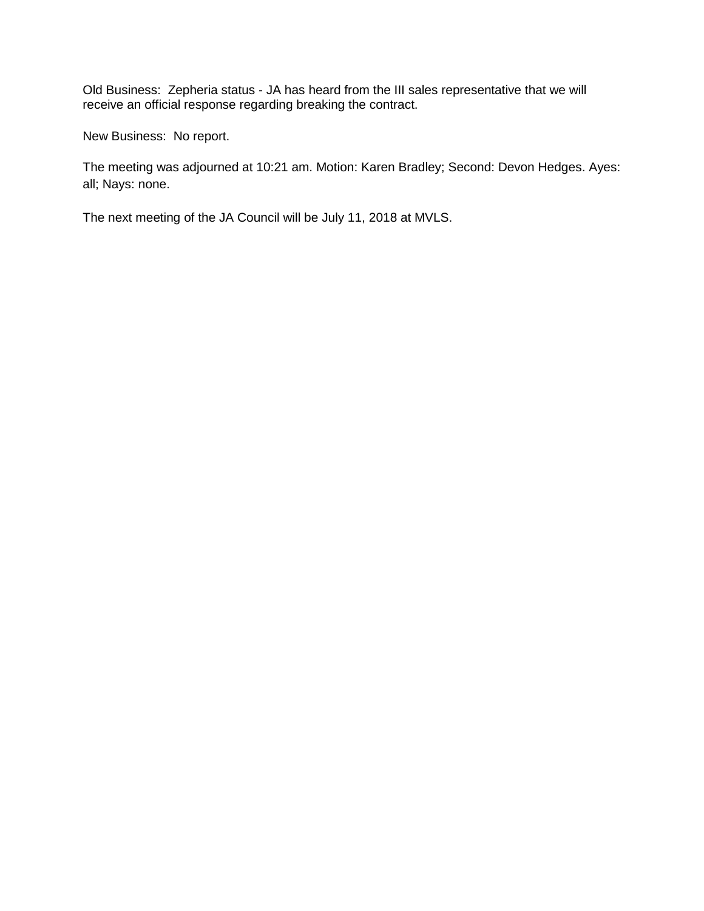Old Business: Zepheria status - JA has heard from the III sales representative that we will receive an official response regarding breaking the contract.

New Business: No report.

The meeting was adjourned at 10:21 am. Motion: Karen Bradley; Second: Devon Hedges. Ayes: all; Nays: none.

The next meeting of the JA Council will be July 11, 2018 at MVLS.